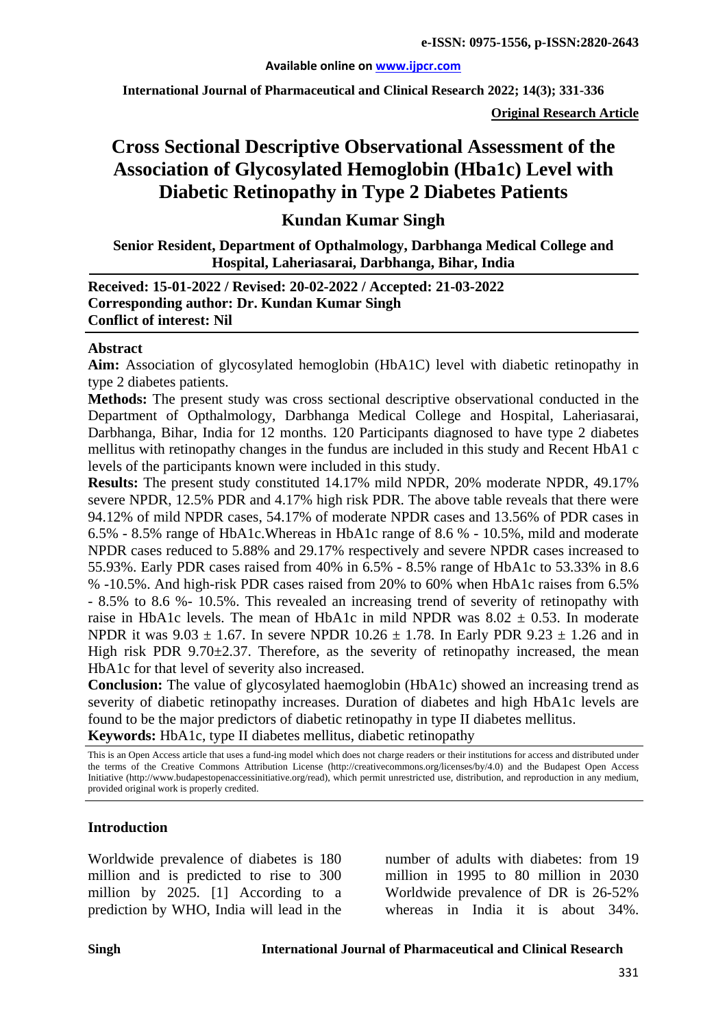# Cross Sectional Descriptive Observational Assessment of the Association of Glycosylated Hemoglobin (Hba1c) Level with Diabetic Retinopathy in Type 2 Diabetes Patients

## Kundan Kumar Singh

**Senior Resident, Department of Opthalmology, Darbhanga Medical College and Hospital, Laheriasarai, Darbhanga, Bihar, India**

**Received: 15-01-2022 / Revised: 20-02-2022 / Accepted: 21-03-2022**
**Corresponding author: Dr. Kundan Kumar Singh**
**Conflict of interest: Nil**

### Abstract

**Aim:** Association of glycosylated hemoglobin (HbA1C) level with diabetic retinopathy in type 2 diabetes patients.

**Methods:** The present study was cross sectional descriptive observational conducted in the Department of Opthalmology, Darbhanga Medical College and Hospital, Laheriasarai, Darbhanga, Bihar, India for 12 months. 120 Participants diagnosed to have type 2 diabetes mellitus with retinopathy changes in the fundus are included in this study and Recent HbA1 c levels of the participants known were included in this study.

**Results:** The present study constituted 14.17% mild NPDR, 20% moderate NPDR, 49.17% severe NPDR, 12.5% PDR and 4.17% high risk PDR. The above table reveals that there were 94.12% of mild NPDR cases, 54.17% of moderate NPDR cases and 13.56% of PDR cases in 6.5% - 8.5% range of HbA1c.Whereas in HbA1c range of 8.6 % - 10.5%, mild and moderate NPDR cases reduced to 5.88% and 29.17% respectively and severe NPDR cases increased to 55.93%. Early PDR cases raised from 40% in 6.5% - 8.5% range of HbA1c to 53.33% in 8.6 % -10.5%. And high-risk PDR cases raised from 20% to 60% when HbA1c raises from 6.5% - 8.5% to 8.6 %- 10.5%. This revealed an increasing trend of severity of retinopathy with raise in HbA1c levels. The mean of HbA1c in mild NPDR was $8.02 \pm 0.53$. In moderate NPDR it was $9.03 \pm 1.67$. In severe NPDR $10.26 \pm 1.78$. In Early PDR $9.23 \pm 1.26$ and in High risk PDR $9.70 \pm 2.37$. Therefore, as the severity of retinopathy increased, the mean HbA1c for that level of severity also increased.

**Conclusion:** The value of glycosylated haemoglobin (HbA1c) showed an increasing trend as severity of diabetic retinopathy increases. Duration of diabetes and high HbA1c levels are found to be the major predictors of diabetic retinopathy in type II diabetes mellitus.

**Keywords:** HbA1c, type II diabetes mellitus, diabetic retinopathy

This is an Open Access article that uses a fund-ing model which does not charge readers or their institutions for access and distributed under the terms of the Creative Commons Attribution License (http://creativecommons.org/licenses/by/4.0) and the Budapest Open Access Initiative (http://www.budapestopenaccessinitiative.org/read), which permit unrestricted use, distribution, and reproduction in any medium, provided original work is properly credited.

### Introduction

Worldwide prevalence of diabetes is 180 million and is predicted to rise to 300 million by 2025. [1] According to a prediction by WHO, India will lead in the number of adults with diabetes: from 19 million in 1995 to 80 million in 2030 Worldwide prevalence of DR is 26-52% whereas in India it is about 34%.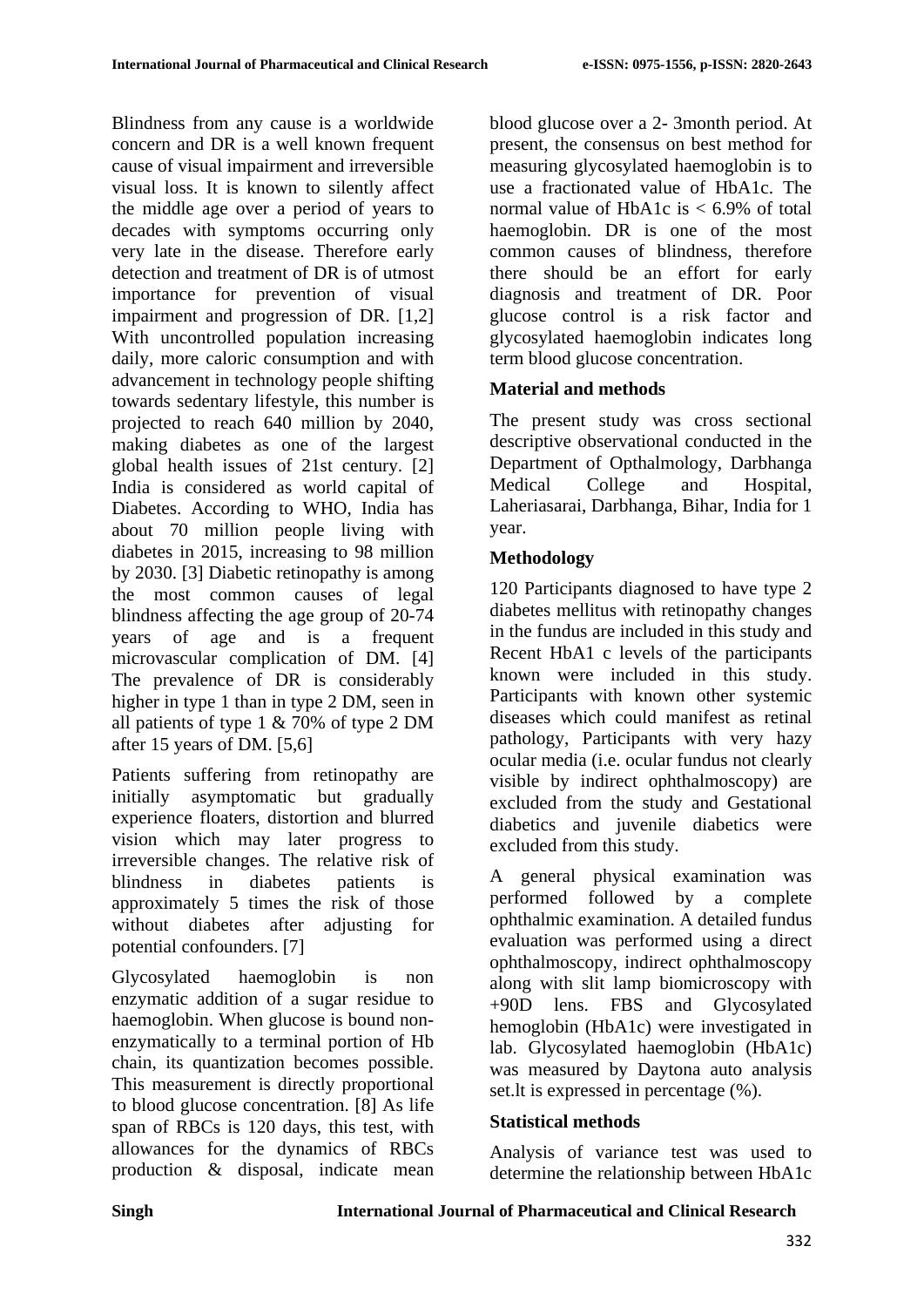Blindness from any cause is a worldwide concern and DR is a well known frequent cause of visual impairment and irreversible visual loss. It is known to silently affect the middle age over a period of years to decades with symptoms occurring only very late in the disease. Therefore early detection and treatment of DR is of utmost importance for prevention of visual impairment and progression of DR. [1,2] With uncontrolled population increasing daily, more caloric consumption and with advancement in technology people shifting towards sedentary lifestyle, this number is projected to reach 640 million by 2040, making diabetes as one of the largest global health issues of 21st century. [2] India is considered as world capital of Diabetes. According to WHO, India has about 70 million people living with diabetes in 2015, increasing to 98 million by 2030. [3] Diabetic retinopathy is among the most common causes of legal blindness affecting the age group of 20-74 years of age and is a frequent microvascular complication of DM. [4] The prevalence of DR is considerably higher in type 1 than in type 2 DM, seen in all patients of type 1 & 70% of type 2 DM after 15 years of DM. [5,6]

Patients suffering from retinopathy are initially asymptomatic but gradually experience floaters, distortion and blurred vision which may later progress to irreversible changes. The relative risk of blindness in diabetes patients is approximately 5 times the risk of those without diabetes after adjusting for potential confounders. [7]

Glycosylated haemoglobin is non enzymatic addition of a sugar residue to haemoglobin. When glucose is bound non-enzymatically to a terminal portion of Hb chain, its quantization becomes possible. This measurement is directly proportional to blood glucose concentration. [8] As life span of RBCs is 120 days, this test, with allowances for the dynamics of RBCs production & disposal, indicate mean blood glucose over a 2- 3month period. At present, the consensus on best method for measuring glycosylated haemoglobin is to use a fractionated value of HbA1c. The normal value of HbA1c is < 6.9% of total haemoglobin. DR is one of the most common causes of blindness, therefore there should be an effort for early diagnosis and treatment of DR. Poor glucose control is a risk factor and glycosylated haemoglobin indicates long term blood glucose concentration.

## Material and methods

The present study was cross sectional descriptive observational conducted in the Department of Opthalmology, Darbhanga Medical College and Hospital, Laheriasarai, Darbhanga, Bihar, India for 1 year.

## Methodology

120 Participants diagnosed to have type 2 diabetes mellitus with retinopathy changes in the fundus are included in this study and Recent HbA1 c levels of the participants known were included in this study. Participants with known other systemic diseases which could manifest as retinal pathology, Participants with very hazy ocular media (i.e. ocular fundus not clearly visible by indirect ophthalmoscopy) are excluded from the study and Gestational diabetics and juvenile diabetics were excluded from this study.

A general physical examination was performed followed by a complete ophthalmic examination. A detailed fundus evaluation was performed using a direct ophthalmoscopy, indirect ophthalmoscopy along with slit lamp biomicroscopy with +90D lens. FBS and Glycosylated hemoglobin (HbA1c) were investigated in lab. Glycosylated haemoglobin (HbA1c) was measured by Daytona auto analysis set.lt is expressed in percentage (%).

## Statistical methods

Analysis of variance test was used to determine the relationship between HbA1c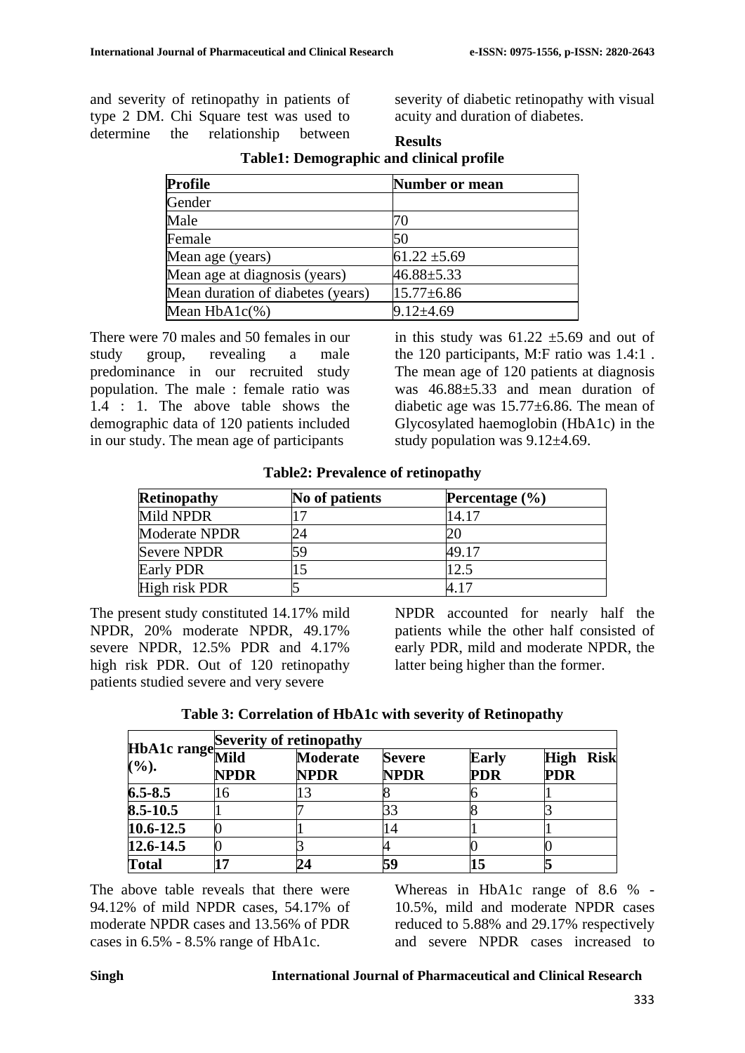and severity of retinopathy in patients of type 2 DM. Chi Square test was used to determine the relationship between severity of diabetic retinopathy with visual acuity and duration of diabetes.

## Results

**Table1: Demographic and clinical profile**

| Profile | Number or mean |
|---|---|
| Gender | |
| Male | 70 |
| Female | 50 |
| Mean age (years) | 61.22 ±5.69 |
| Mean age at diagnosis (years) | 46.88±5.33 |
| Mean duration of diabetes (years) | 15.77±6.86 |
| Mean HbA1c(%) | 9.12±4.69 |

There were 70 males and 50 females in our study group, revealing a male predominance in our recruited study population. The male : female ratio was 1.4 : 1. The above table shows the demographic data of 120 patients included in our study. The mean age of participants in this study was 61.22 ±5.69 and out of the 120 participants, M:F ratio was 1.4:1 . The mean age of 120 patients at diagnosis was 46.88±5.33 and mean duration of diabetic age was 15.77±6.86. The mean of Glycosylated haemoglobin (HbA1c) in the study population was 9.12±4.69.

**Table2: Prevalence of retinopathy**

| Retinopathy | No of patients | Percentage (%) |
|---|---|---|
| Mild NPDR | 17 | 14.17 |
| Moderate NPDR | 24 | 20 |
| Severe NPDR | 59 | 49.17 |
| Early PDR | 15 | 12.5 |
| High risk PDR | 5 | 4.17 |

The present study constituted 14.17% mild NPDR, 20% moderate NPDR, 49.17% severe NPDR, 12.5% PDR and 4.17% high risk PDR. Out of 120 retinopathy patients studied severe and very severe NPDR accounted for nearly half the patients while the other half consisted of early PDR, mild and moderate NPDR, the latter being higher than the former.

**Table 3: Correlation of HbA1c with severity of Retinopathy**

| HbA1c range (%). | Severity of retinopathy | | | | |
|---|---|---|---|---|---|
| | Mild NPDR | Moderate NPDR | Severe NPDR | Early PDR | High Risk PDR |
| **6.5-8.5** | 16 | 13 | 8 | 6 | 1 |
| **8.5-10.5** | 1 | 7 | 33 | 8 | 3 |
| **10.6-12.5** | 0 | 1 | 14 | 1 | 1 |
| **12.6-14.5** | 0 | 3 | 4 | 0 | 0 |
| **Total** | **17** | **24** | **59** | **15** | **5** |

The above table reveals that there were 94.12% of mild NPDR cases, 54.17% of moderate NPDR cases and 13.56% of PDR cases in 6.5% - 8.5% range of HbA1c. Whereas in HbA1c range of 8.6 % - 10.5%, mild and moderate NPDR cases reduced to 5.88% and 29.17% respectively and severe NPDR cases increased to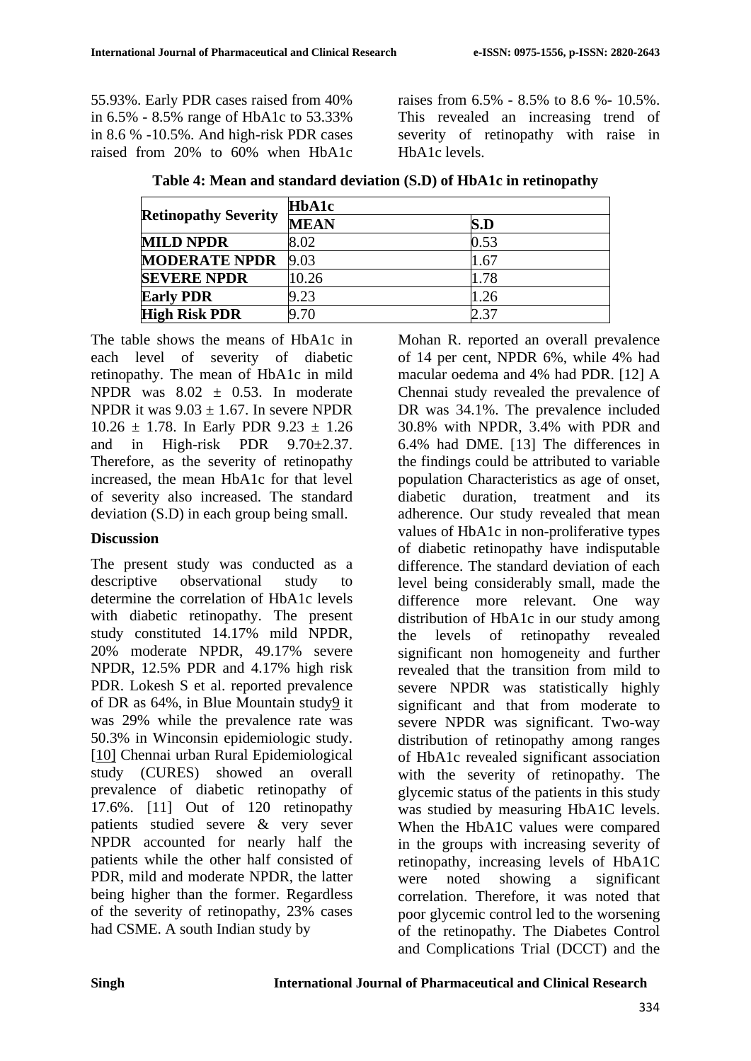55.93%. Early PDR cases raised from 40% in 6.5% - 8.5% range of HbA1c to 53.33% in 8.6 % -10.5%. And high-risk PDR cases raised from 20% to 60% when HbA1c raises from 6.5% - 8.5% to 8.6 %- 10.5%. This revealed an increasing trend of severity of retinopathy with raise in HbA1c levels.

**Table 4: Mean and standard deviation (S.D) of HbA1c in retinopathy**

| Retinopathy Severity | HbA1c | |
|---|---|---|
| | MEAN | S.D |
| **MILD NPDR** | 8.02 | 0.53 |
| **MODERATE NPDR** | 9.03 | 1.67 |
| **SEVERE NPDR** | 10.26 | 1.78 |
| **Early PDR** | 9.23 | 1.26 |
| **High Risk PDR** | 9.70 | 2.37 |

The table shows the means of HbA1c in each level of severity of diabetic retinopathy. The mean of HbA1c in mild NPDR was 8.02 ± 0.53. In moderate NPDR it was 9.03 ± 1.67. In severe NPDR 10.26 ± 1.78. In Early PDR 9.23 ± 1.26 and in High-risk PDR 9.70±2.37. Therefore, as the severity of retinopathy increased, the mean HbA1c for that level of severity also increased. The standard deviation (S.D) in each group being small.

## Discussion

The present study was conducted as a descriptive observational study to determine the correlation of HbA1c levels with diabetic retinopathy. The present study constituted 14.17% mild NPDR, 20% moderate NPDR, 49.17% severe NPDR, 12.5% PDR and 4.17% high risk PDR. Lokesh S et al. reported prevalence of DR as 64%, in Blue Mountain study9 it was 29% while the prevalence rate was 50.3% in Winconsin epidemiologic study. [10] Chennai urban Rural Epidemiological study (CURES) showed an overall prevalence of diabetic retinopathy of 17.6%. [11] Out of 120 retinopathy patients studied severe & very sever NPDR accounted for nearly half the patients while the other half consisted of PDR, mild and moderate NPDR, the latter being higher than the former. Regardless of the severity of retinopathy, 23% cases had CSME. A south Indian study by Mohan R. reported an overall prevalence of 14 per cent, NPDR 6%, while 4% had macular oedema and 4% had PDR. [12] A Chennai study revealed the prevalence of DR was 34.1%. The prevalence included 30.8% with NPDR, 3.4% with PDR and 6.4% had DME. [13] The differences in the findings could be attributed to variable population Characteristics as age of onset, diabetic duration, treatment and its adherence. Our study revealed that mean values of HbA1c in non-proliferative types of diabetic retinopathy have indisputable difference. The standard deviation of each level being considerably small, made the difference more relevant. One way distribution of HbA1c in our study among the levels of retinopathy revealed significant non homogeneity and further revealed that the transition from mild to severe NPDR was statistically highly significant and that from moderate to severe NPDR was significant. Two-way distribution of retinopathy among ranges of HbA1c revealed significant association with the severity of retinopathy. The glycemic status of the patients in this study was studied by measuring HbA1C levels. When the HbA1C values were compared in the groups with increasing severity of retinopathy, increasing levels of HbA1C were noted showing a significant correlation. Therefore, it was noted that poor glycemic control led to the worsening of the retinopathy. The Diabetes Control and Complications Trial (DCCT) and the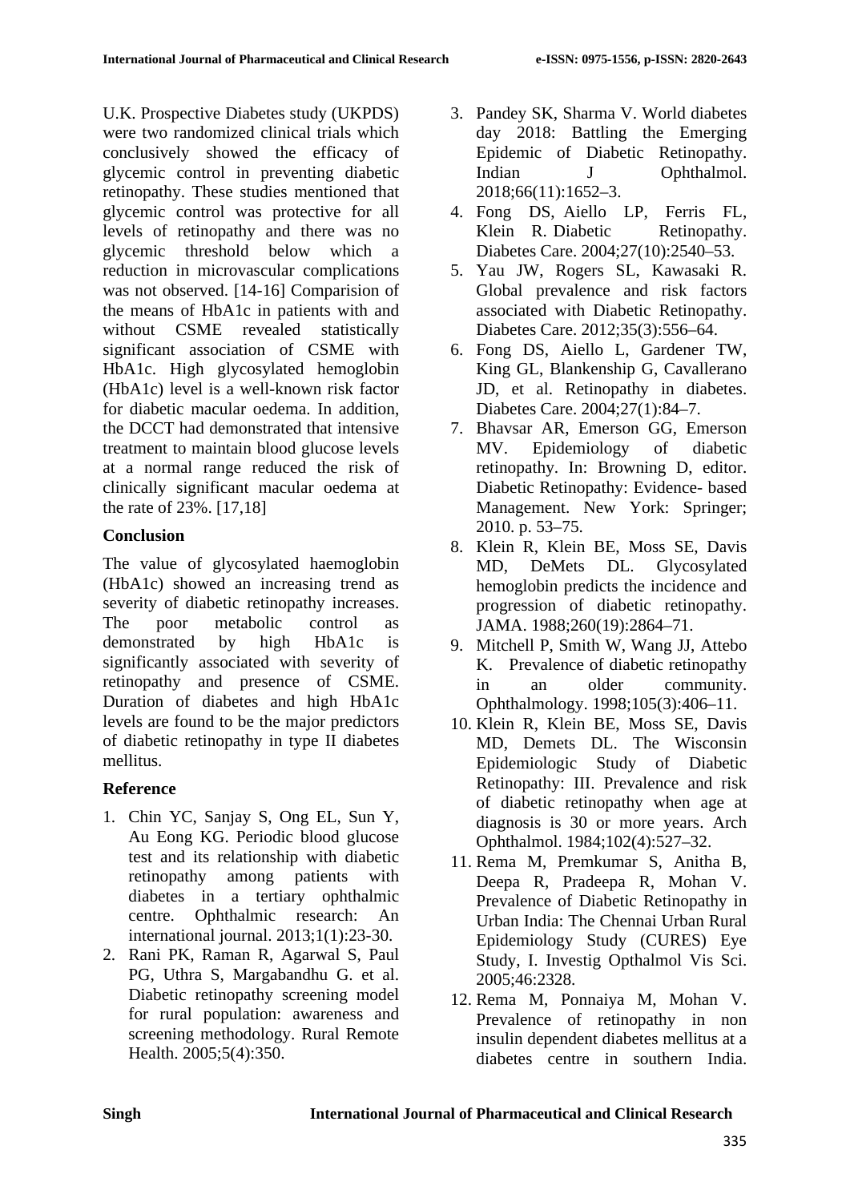U.K. Prospective Diabetes study (UKPDS) were two randomized clinical trials which conclusively showed the efficacy of glycemic control in preventing diabetic retinopathy. These studies mentioned that glycemic control was protective for all levels of retinopathy and there was no glycemic threshold below which a reduction in microvascular complications was not observed. [14-16] Comparision of the means of HbA1c in patients with and without CSME revealed statistically significant association of CSME with HbA1c. High glycosylated hemoglobin (HbA1c) level is a well-known risk factor for diabetic macular oedema. In addition, the DCCT had demonstrated that intensive treatment to maintain blood glucose levels at a normal range reduced the risk of clinically significant macular oedema at the rate of 23%. [17,18]

## Conclusion

The value of glycosylated haemoglobin (HbA1c) showed an increasing trend as severity of diabetic retinopathy increases. The poor metabolic control as demonstrated by high HbA1c is significantly associated with severity of retinopathy and presence of CSME. Duration of diabetes and high HbA1c levels are found to be the major predictors of diabetic retinopathy in type II diabetes mellitus.

## Reference

1. Chin YC, Sanjay S, Ong EL, Sun Y, Au Eong KG. Periodic blood glucose test and its relationship with diabetic retinopathy among patients with diabetes in a tertiary ophthalmic centre. Ophthalmic research: An international journal. 2013;1(1):23-30.
2. Rani PK, Raman R, Agarwal S, Paul PG, Uthra S, Margabandhu G. et al. Diabetic retinopathy screening model for rural population: awareness and screening methodology. Rural Remote Health. 2005;5(4):350.
3. Pandey SK, Sharma V. World diabetes day 2018: Battling the Emerging Epidemic of Diabetic Retinopathy. Indian J Ophthalmol. 2018;66(11):1652–3.
4. Fong DS, Aiello LP, Ferris FL, Klein R. Diabetic Retinopathy. Diabetes Care. 2004;27(10):2540–53.
5. Yau JW, Rogers SL, Kawasaki R. Global prevalence and risk factors associated with Diabetic Retinopathy. Diabetes Care. 2012;35(3):556–64.
6. Fong DS, Aiello L, Gardener TW, King GL, Blankenship G, Cavallerano JD, et al. Retinopathy in diabetes. Diabetes Care. 2004;27(1):84–7.
7. Bhavsar AR, Emerson GG, Emerson MV. Epidemiology of diabetic retinopathy. In: Browning D, editor. Diabetic Retinopathy: Evidence- based Management. New York: Springer; 2010. p. 53–75.
8. Klein R, Klein BE, Moss SE, Davis MD, DeMets DL. Glycosylated hemoglobin predicts the incidence and progression of diabetic retinopathy. JAMA. 1988;260(19):2864–71.
9. Mitchell P, Smith W, Wang JJ, Attebo K. Prevalence of diabetic retinopathy in an older community. Ophthalmology. 1998;105(3):406–11.
10. Klein R, Klein BE, Moss SE, Davis MD, Demets DL. The Wisconsin Epidemiologic Study of Diabetic Retinopathy: III. Prevalence and risk of diabetic retinopathy when age at diagnosis is 30 or more years. Arch Ophthalmol. 1984;102(4):527–32.
11. Rema M, Premkumar S, Anitha B, Deepa R, Pradeepa R, Mohan V. Prevalence of Diabetic Retinopathy in Urban India: The Chennai Urban Rural Epidemiology Study (CURES) Eye Study, I. Investig Opthalmol Vis Sci. 2005;46:2328.
12. Rema M, Ponnaiya M, Mohan V. Prevalence of retinopathy in non insulin dependent diabetes mellitus at a diabetes centre in southern India.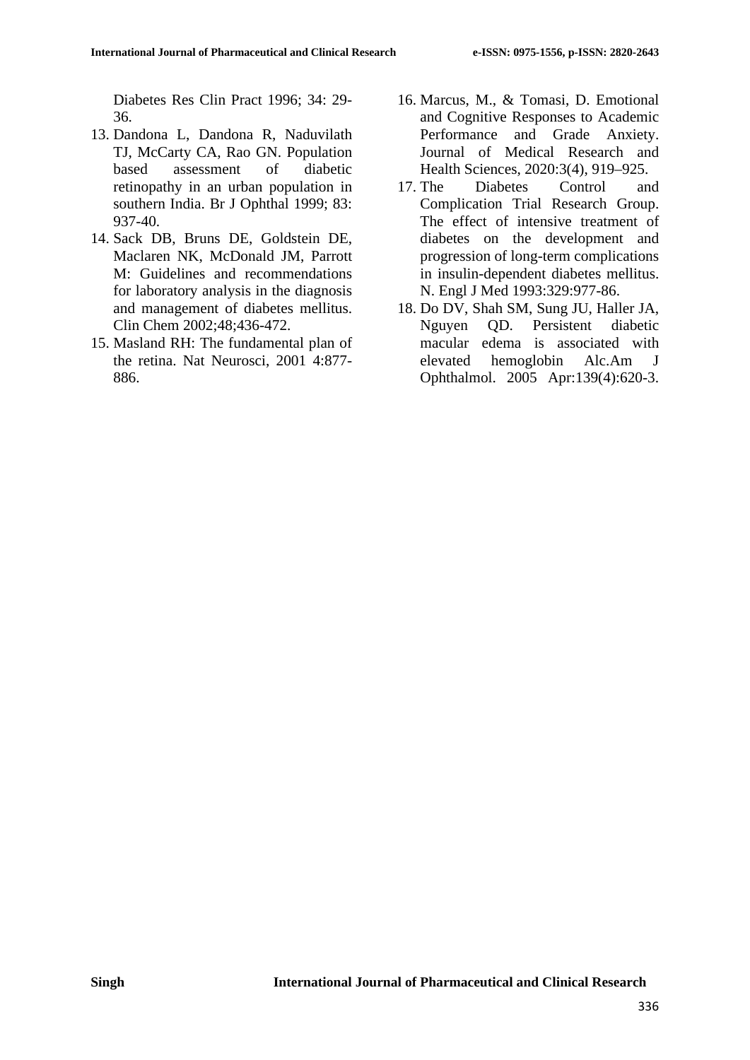Diabetes Res Clin Pract 1996; 34: 29-36.

13. Dandona L, Dandona R, Naduvilath TJ, McCarty CA, Rao GN. Population based assessment of diabetic retinopathy in an urban population in southern India. Br J Ophthal 1999; 83: 937-40.
14. Sack DB, Bruns DE, Goldstein DE, Maclaren NK, McDonald JM, Parrott M: Guidelines and recommendations for laboratory analysis in the diagnosis and management of diabetes mellitus. Clin Chem 2002;48;436-472.
15. Masland RH: The fundamental plan of the retina. Nat Neurosci, 2001 4:877-886.
16. Marcus, M., & Tomasi, D. Emotional and Cognitive Responses to Academic Performance and Grade Anxiety. Journal of Medical Research and Health Sciences, 2020:3(4), 919–925.
17. The Diabetes Control and Complication Trial Research Group. The effect of intensive treatment of diabetes on the development and progression of long-term complications in insulin-dependent diabetes mellitus. N. Engl J Med 1993:329:977-86.
18. Do DV, Shah SM, Sung JU, Haller JA, Nguyen QD. Persistent diabetic macular edema is associated with elevated hemoglobin Alc.Am J Ophthalmol. 2005 Apr:139(4):620-3.